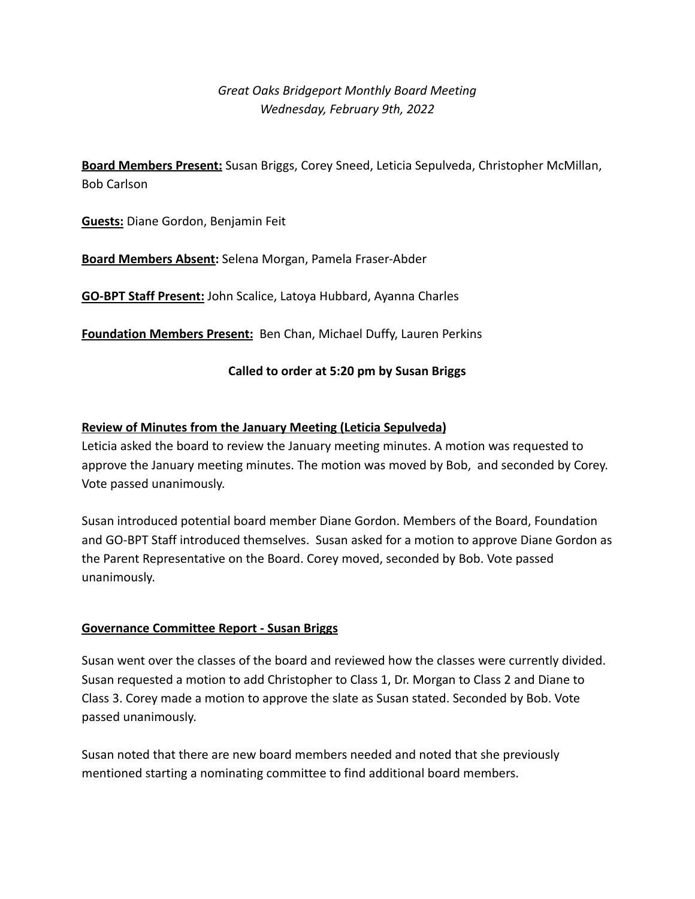*Great Oaks Bridgeport Monthly Board Meeting*
*Wednesday, February 9th, 2022*

**Board Members Present:** Susan Briggs, Corey Sneed, Leticia Sepulveda, Christopher McMillan, Bob Carlson

**Guests:** Diane Gordon, Benjamin Feit

**Board Members Absent:** Selena Morgan, Pamela Fraser-Abder

**GO-BPT Staff Present:** John Scalice, Latoya Hubbard, Ayanna Charles

**Foundation Members Present:** Ben Chan, Michael Duffy, Lauren Perkins

**Called to order at 5:20 pm by Susan Briggs**

**Review of Minutes from the January Meeting (Leticia Sepulveda)**

Leticia asked the board to review the January meeting minutes. A motion was requested to approve the January meeting minutes. The motion was moved by Bob, and seconded by Corey. Vote passed unanimously.

Susan introduced potential board member Diane Gordon. Members of the Board, Foundation and GO-BPT Staff introduced themselves. Susan asked for a motion to approve Diane Gordon as the Parent Representative on the Board. Corey moved, seconded by Bob. Vote passed unanimously.

**Governance Committee Report - Susan Briggs**

Susan went over the classes of the board and reviewed how the classes were currently divided. Susan requested a motion to add Christopher to Class 1, Dr. Morgan to Class 2 and Diane to Class 3. Corey made a motion to approve the slate as Susan stated. Seconded by Bob. Vote passed unanimously.

Susan noted that there are new board members needed and noted that she previously mentioned starting a nominating committee to find additional board members.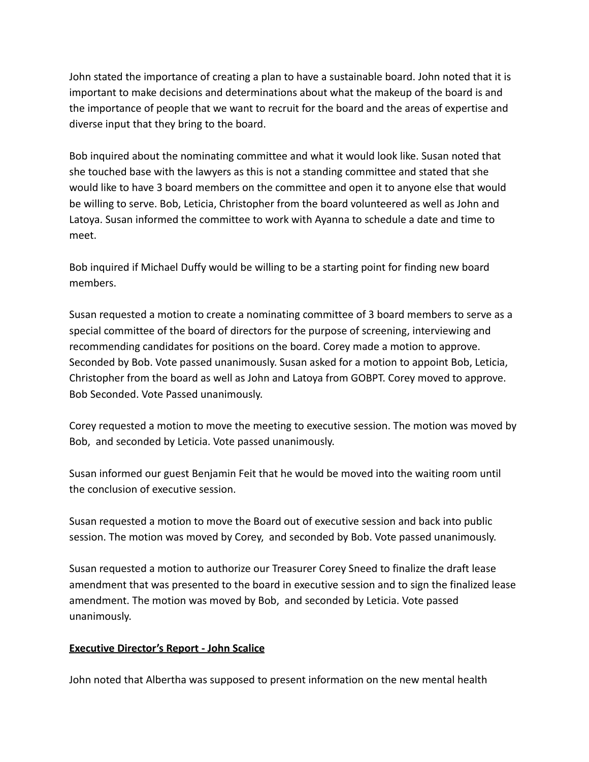John stated the importance of creating a plan to have a sustainable board. John noted that it is important to make decisions and determinations about what the makeup of the board is and the importance of people that we want to recruit for the board and the areas of expertise and diverse input that they bring to the board.

Bob inquired about the nominating committee and what it would look like. Susan noted that she touched base with the lawyers as this is not a standing committee and stated that she would like to have 3 board members on the committee and open it to anyone else that would be willing to serve. Bob, Leticia, Christopher from the board volunteered as well as John and Latoya. Susan informed the committee to work with Ayanna to schedule a date and time to meet.

Bob inquired if Michael Duffy would be willing to be a starting point for finding new board members.

Susan requested a motion to create a nominating committee of 3 board members to serve as a special committee of the board of directors for the purpose of screening, interviewing and recommending candidates for positions on the board. Corey made a motion to approve. Seconded by Bob. Vote passed unanimously. Susan asked for a motion to appoint Bob, Leticia, Christopher from the board as well as John and Latoya from GOBPT. Corey moved to approve. Bob Seconded. Vote Passed unanimously.

Corey requested a motion to move the meeting to executive session. The motion was moved by Bob, and seconded by Leticia. Vote passed unanimously.

Susan informed our guest Benjamin Feit that he would be moved into the waiting room until the conclusion of executive session.

Susan requested a motion to move the Board out of executive session and back into public session. The motion was moved by Corey, and seconded by Bob. Vote passed unanimously.

Susan requested a motion to authorize our Treasurer Corey Sneed to finalize the draft lease amendment that was presented to the board in executive session and to sign the finalized lease amendment. The motion was moved by Bob, and seconded by Leticia. Vote passed unanimously.

**Executive Director's Report - John Scalice**

John noted that Albertha was supposed to present information on the new mental health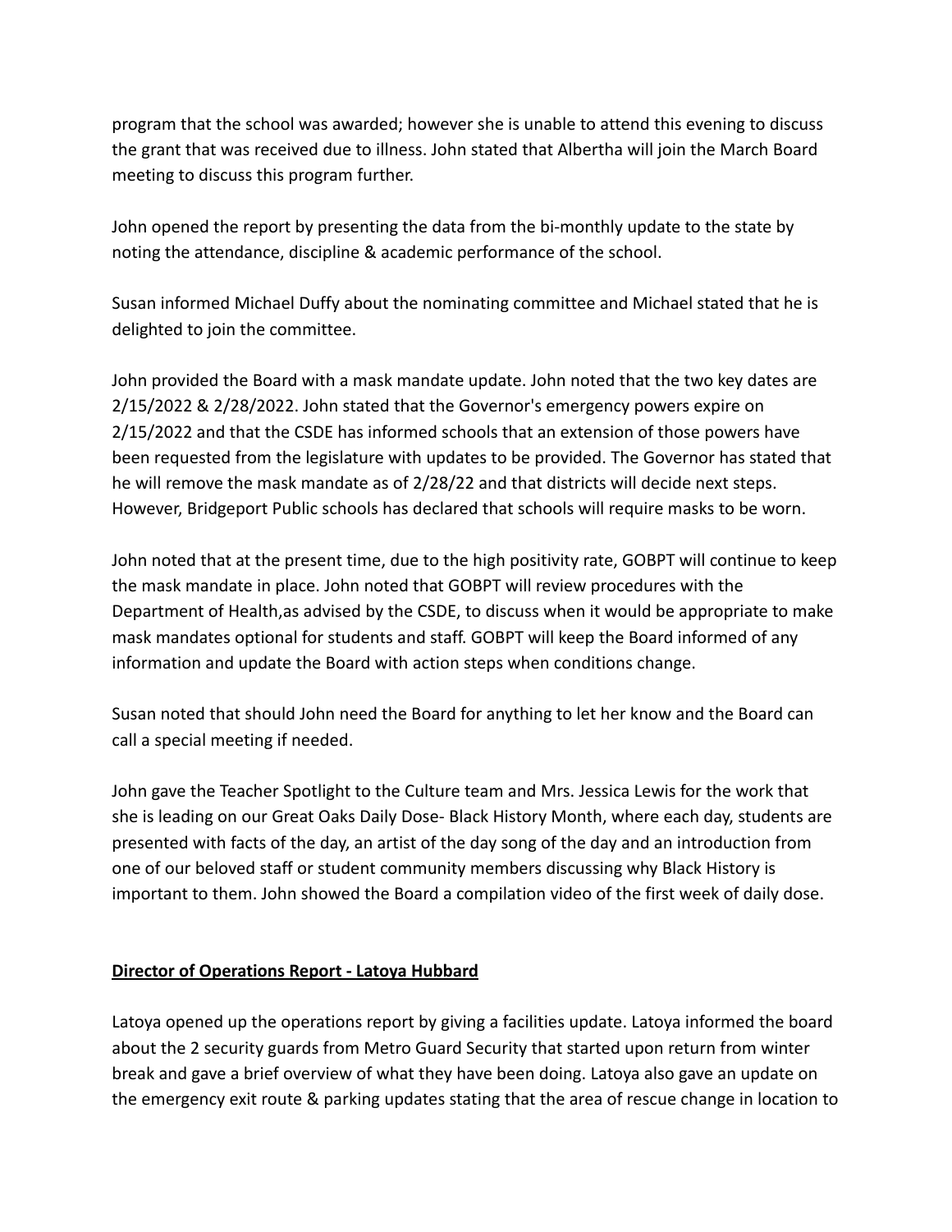program that the school was awarded; however she is unable to attend this evening to discuss the grant that was received due to illness. John stated that Albertha will join the March Board meeting to discuss this program further.

John opened the report by presenting the data from the bi-monthly update to the state by noting the attendance, discipline & academic performance of the school.

Susan informed Michael Duffy about the nominating committee and Michael stated that he is delighted to join the committee.

John provided the Board with a mask mandate update. John noted that the two key dates are 2/15/2022 & 2/28/2022. John stated that the Governor's emergency powers expire on 2/15/2022 and that the CSDE has informed schools that an extension of those powers have been requested from the legislature with updates to be provided. The Governor has stated that he will remove the mask mandate as of 2/28/22 and that districts will decide next steps. However, Bridgeport Public schools has declared that schools will require masks to be worn.

John noted that at the present time, due to the high positivity rate, GOBPT will continue to keep the mask mandate in place. John noted that GOBPT will review procedures with the Department of Health,as advised by the CSDE, to discuss when it would be appropriate to make mask mandates optional for students and staff. GOBPT will keep the Board informed of any information and update the Board with action steps when conditions change.

Susan noted that should John need the Board for anything to let her know and the Board can call a special meeting if needed.

John gave the Teacher Spotlight to the Culture team and Mrs. Jessica Lewis for the work that she is leading on our Great Oaks Daily Dose- Black History Month, where each day, students are presented with facts of the day, an artist of the day song of the day and an introduction from one of our beloved staff or student community members discussing why Black History is important to them. John showed the Board a compilation video of the first week of daily dose.

**Director of Operations Report - Latoya Hubbard**

Latoya opened up the operations report by giving a facilities update. Latoya informed the board about the 2 security guards from Metro Guard Security that started upon return from winter break and gave a brief overview of what they have been doing. Latoya also gave an update on the emergency exit route & parking updates stating that the area of rescue change in location to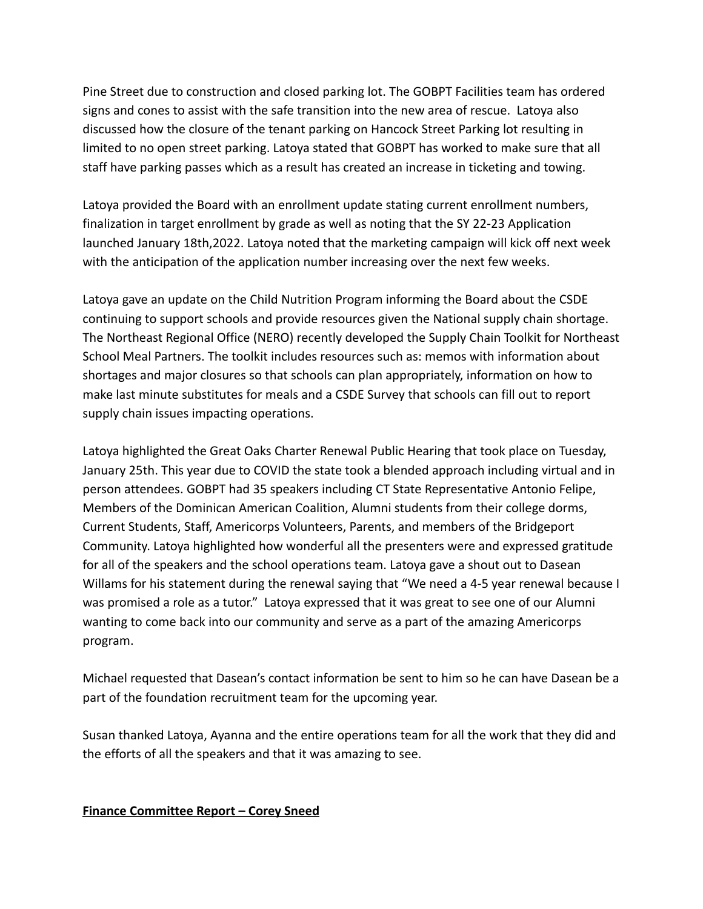Pine Street due to construction and closed parking lot. The GOBPT Facilities team has ordered signs and cones to assist with the safe transition into the new area of rescue. Latoya also discussed how the closure of the tenant parking on Hancock Street Parking lot resulting in limited to no open street parking. Latoya stated that GOBPT has worked to make sure that all staff have parking passes which as a result has created an increase in ticketing and towing.

Latoya provided the Board with an enrollment update stating current enrollment numbers, finalization in target enrollment by grade as well as noting that the SY 22-23 Application launched January 18th,2022. Latoya noted that the marketing campaign will kick off next week with the anticipation of the application number increasing over the next few weeks.

Latoya gave an update on the Child Nutrition Program informing the Board about the CSDE continuing to support schools and provide resources given the National supply chain shortage. The Northeast Regional Office (NERO) recently developed the Supply Chain Toolkit for Northeast School Meal Partners. The toolkit includes resources such as: memos with information about shortages and major closures so that schools can plan appropriately, information on how to make last minute substitutes for meals and a CSDE Survey that schools can fill out to report supply chain issues impacting operations.

Latoya highlighted the Great Oaks Charter Renewal Public Hearing that took place on Tuesday, January 25th. This year due to COVID the state took a blended approach including virtual and in person attendees. GOBPT had 35 speakers including CT State Representative Antonio Felipe, Members of the Dominican American Coalition, Alumni students from their college dorms, Current Students, Staff, Americorps Volunteers, Parents, and members of the Bridgeport Community. Latoya highlighted how wonderful all the presenters were and expressed gratitude for all of the speakers and the school operations team. Latoya gave a shout out to Dasean Willams for his statement during the renewal saying that "We need a 4-5 year renewal because I was promised a role as a tutor." Latoya expressed that it was great to see one of our Alumni wanting to come back into our community and serve as a part of the amazing Americorps program.

Michael requested that Dasean's contact information be sent to him so he can have Dasean be a part of the foundation recruitment team for the upcoming year.

Susan thanked Latoya, Ayanna and the entire operations team for all the work that they did and the efforts of all the speakers and that it was amazing to see.

**<u>Finance Committee Report – Corey Sneed</u>**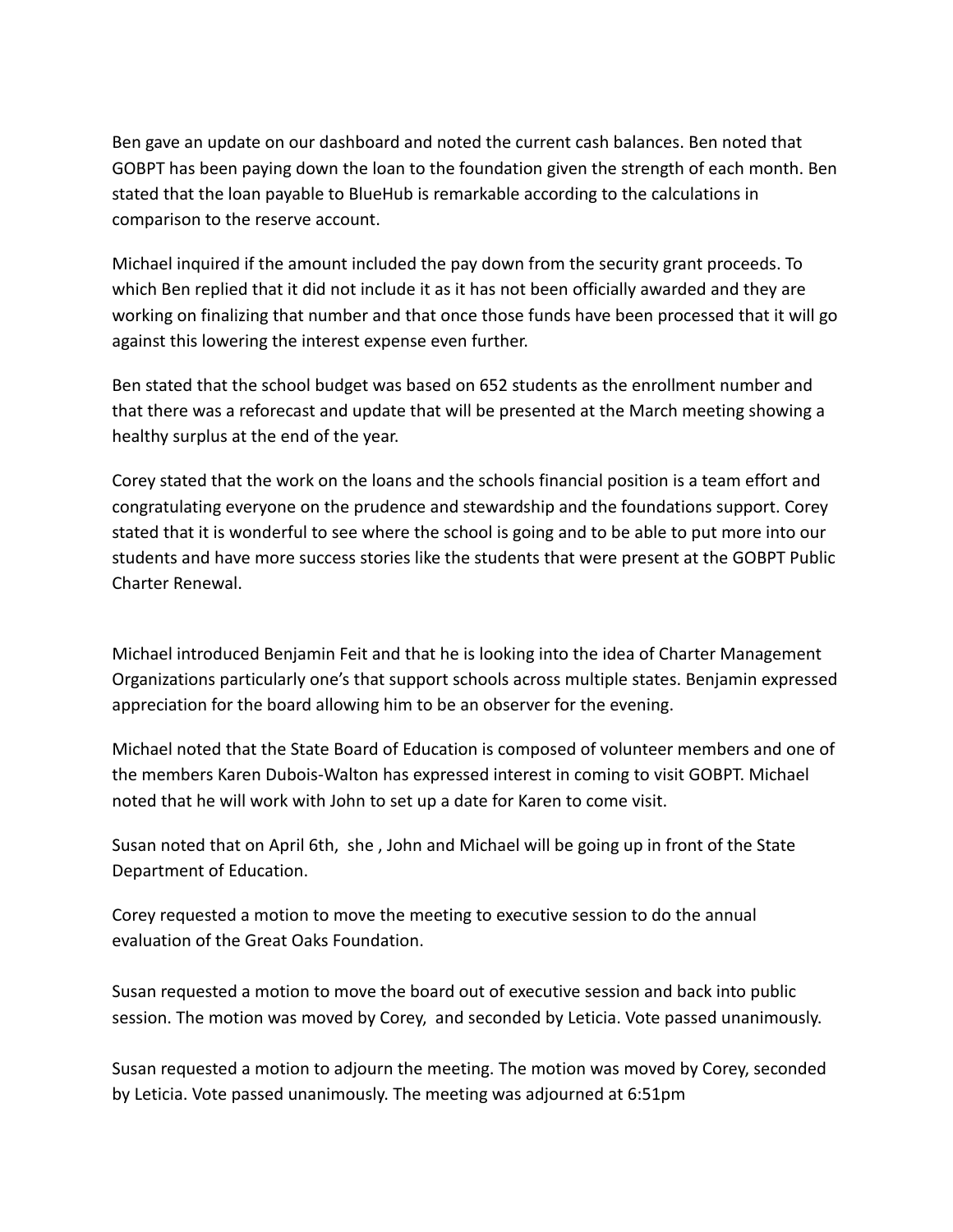Ben gave an update on our dashboard and noted the current cash balances. Ben noted that GOBPT has been paying down the loan to the foundation given the strength of each month. Ben stated that the loan payable to BlueHub is remarkable according to the calculations in comparison to the reserve account.

Michael inquired if the amount included the pay down from the security grant proceeds. To which Ben replied that it did not include it as it has not been officially awarded and they are working on finalizing that number and that once those funds have been processed that it will go against this lowering the interest expense even further.

Ben stated that the school budget was based on 652 students as the enrollment number and that there was a reforecast and update that will be presented at the March meeting showing a healthy surplus at the end of the year.

Corey stated that the work on the loans and the schools financial position is a team effort and congratulating everyone on the prudence and stewardship and the foundations support. Corey stated that it is wonderful to see where the school is going and to be able to put more into our students and have more success stories like the students that were present at the GOBPT Public Charter Renewal.

Michael introduced Benjamin Feit and that he is looking into the idea of Charter Management Organizations particularly one's that support schools across multiple states. Benjamin expressed appreciation for the board allowing him to be an observer for the evening.

Michael noted that the State Board of Education is composed of volunteer members and one of the members Karen Dubois-Walton has expressed interest in coming to visit GOBPT. Michael noted that he will work with John to set up a date for Karen to come visit.

Susan noted that on April 6th, she , John and Michael will be going up in front of the State Department of Education.

Corey requested a motion to move the meeting to executive session to do the annual evaluation of the Great Oaks Foundation.

Susan requested a motion to move the board out of executive session and back into public session. The motion was moved by Corey, and seconded by Leticia. Vote passed unanimously.

Susan requested a motion to adjourn the meeting. The motion was moved by Corey, seconded by Leticia. Vote passed unanimously. The meeting was adjourned at 6:51pm